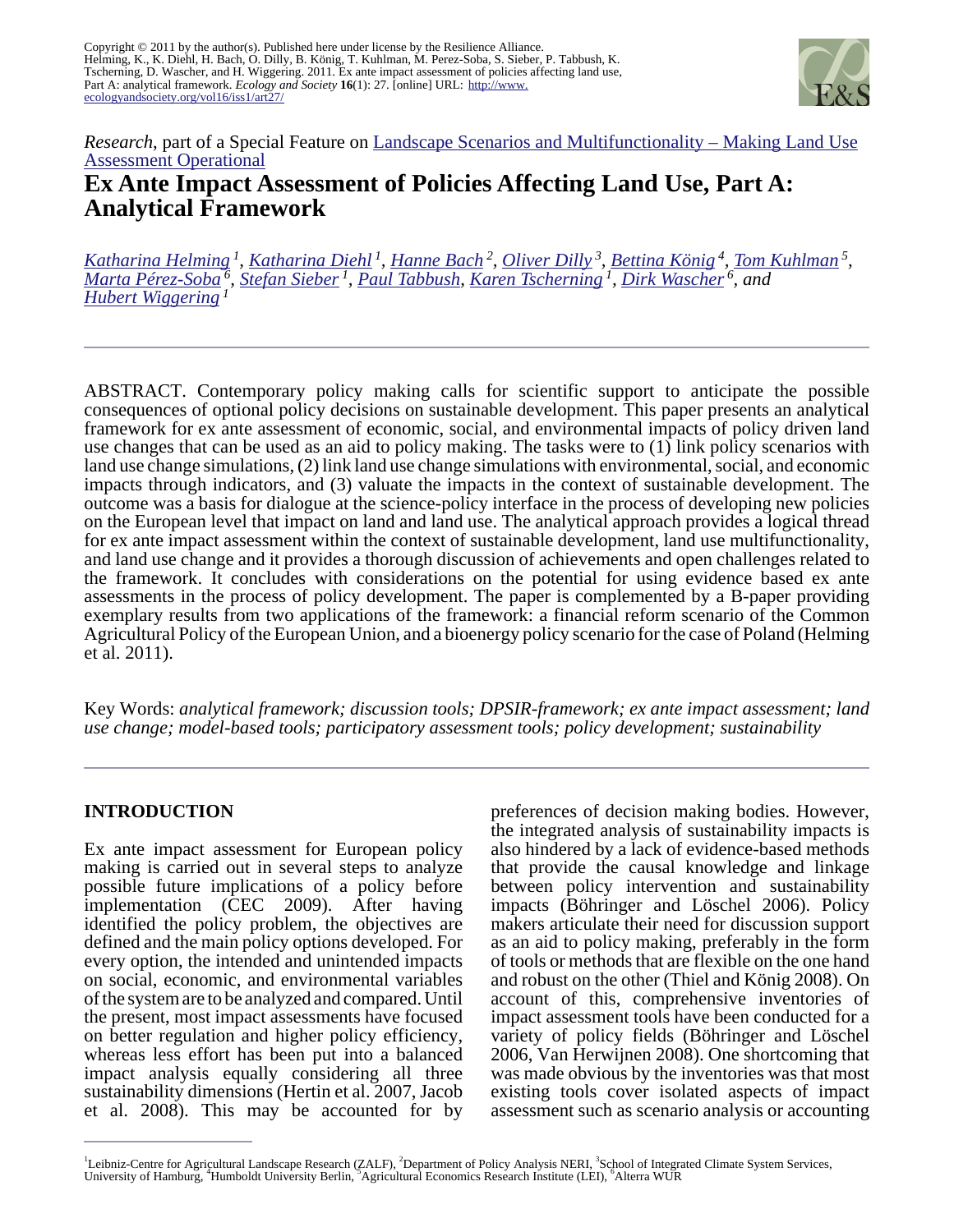Copyright © 2011 by the author(s). Published here under license by the Resilience Alliance.
Helming, K., K. Diehl, H. Bach, O. Dilly, B. König, T. Kuhlman, M. Perez-Soba, S. Sieber, P. Tabbush, K. Tscherning, D. Wascher, and H. Wiggering. 2011. Ex ante impact assessment of policies affecting land use, Part A: analytical framework. *Ecology and Society* **16**(1): 27. [online] URL: http://www.ecologyandsociety.org/vol16/iss1/art27/

*Research*, part of a Special Feature on Landscape Scenarios and Multifunctionality – Making Land Use Assessment Operational

# Ex Ante Impact Assessment of Policies Affecting Land Use, Part A: Analytical Framework

*Katharina Helming* [1], *Katharina Diehl* [1], *Hanne Bach* [2], *Oliver Dilly* [3], *Bettina König* [4], *Tom Kuhlman* [5], *Marta Pérez-Soba* [6], *Stefan Sieber* [1], *Paul Tabbush*, *Karen Tscherning* [1], *Dirk Wascher* [6], and *Hubert Wiggering* [1]

ABSTRACT. Contemporary policy making calls for scientific support to anticipate the possible consequences of optional policy decisions on sustainable development. This paper presents an analytical framework for ex ante assessment of economic, social, and environmental impacts of policy driven land use changes that can be used as an aid to policy making. The tasks were to (1) link policy scenarios with land use change simulations, (2) link land use change simulations with environmental, social, and economic impacts through indicators, and (3) valuate the impacts in the context of sustainable development. The outcome was a basis for dialogue at the science-policy interface in the process of developing new policies on the European level that impact on land and land use. The analytical approach provides a logical thread for ex ante impact assessment within the context of sustainable development, land use multifunctionality, and land use change and it provides a thorough discussion of achievements and open challenges related to the framework. It concludes with considerations on the potential for using evidence based ex ante assessments in the process of policy development. The paper is complemented by a B-paper providing exemplary results from two applications of the framework: a financial reform scenario of the Common Agricultural Policy of the European Union, and a bioenergy policy scenario for the case of Poland (Helming et al. 2011).

Key Words: *analytical framework; discussion tools; DPSIR-framework; ex ante impact assessment; land use change; model-based tools; participatory assessment tools; policy development; sustainability*

## INTRODUCTION

Ex ante impact assessment for European policy making is carried out in several steps to analyze possible future implications of a policy before implementation (CEC 2009). After having identified the policy problem, the objectives are defined and the main policy options developed. For every option, the intended and unintended impacts on social, economic, and environmental variables of the system are to be analyzed and compared. Until the present, most impact assessments have focused on better regulation and higher policy efficiency, whereas less effort has been put into a balanced impact analysis equally considering all three sustainability dimensions (Hertin et al. 2007, Jacob et al. 2008). This may be accounted for by preferences of decision making bodies. However, the integrated analysis of sustainability impacts is also hindered by a lack of evidence-based methods that provide the causal knowledge and linkage between policy intervention and sustainability impacts (Böhringer and Löschel 2006). Policy makers articulate their need for discussion support as an aid to policy making, preferably in the form of tools or methods that are flexible on the one hand and robust on the other (Thiel and König 2008). On account of this, comprehensive inventories of impact assessment tools have been conducted for a variety of policy fields (Böhringer and Löschel 2006, Van Herwijnen 2008). One shortcoming that was made obvious by the inventories was that most existing tools cover isolated aspects of impact assessment such as scenario analysis or accounting

[1]Leibniz-Centre for Agricultural Landscape Research (ZALF), [2]Department of Policy Analysis NERI, [3]School of Integrated Climate System Services, University of Hamburg, [4]Humboldt University Berlin, [5]Agricultural Economics Research Institute (LEI), [6]Alterra WUR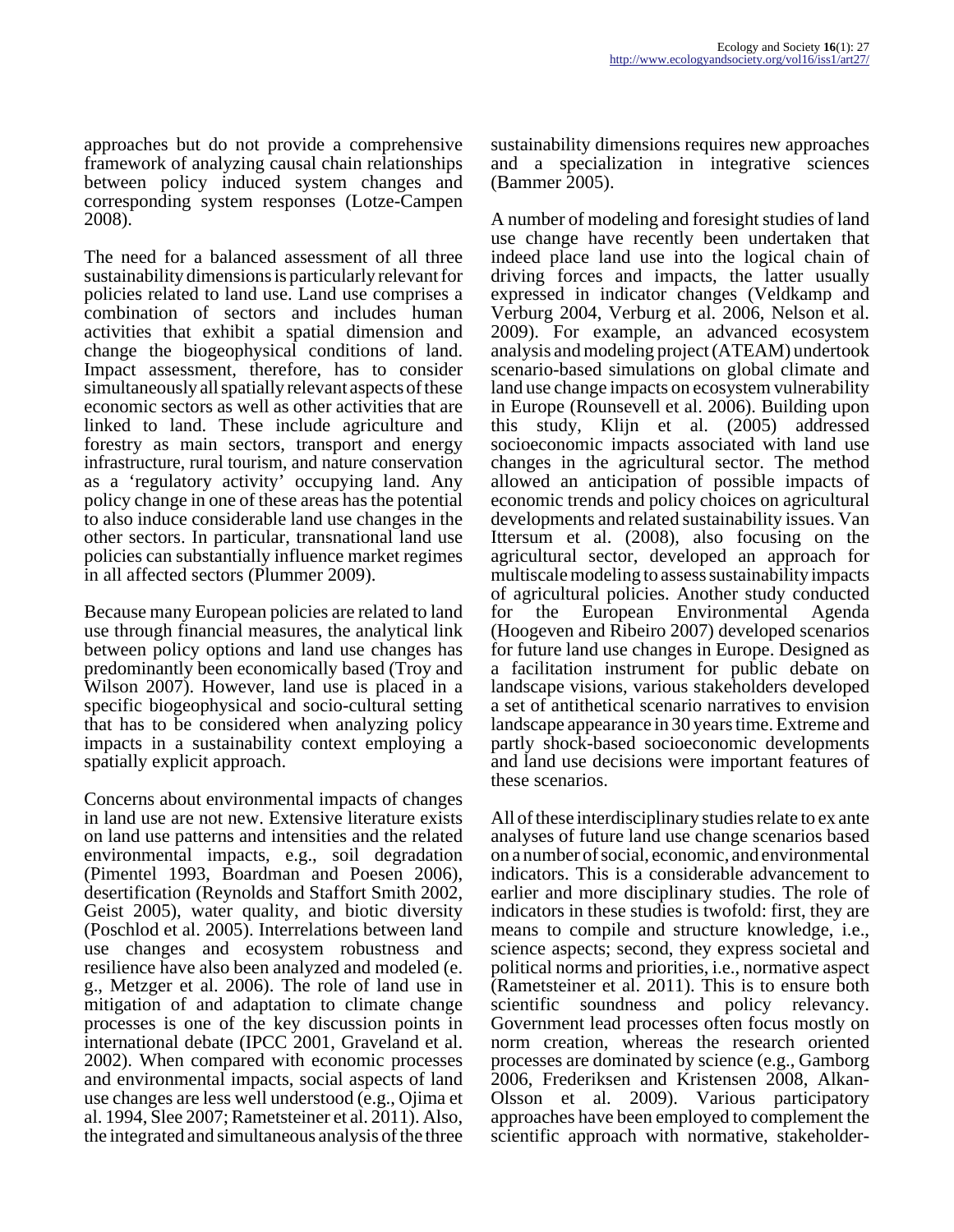approaches but do not provide a comprehensive framework of analyzing causal chain relationships between policy induced system changes and corresponding system responses (Lotze-Campen 2008).

The need for a balanced assessment of all three sustainability dimensions is particularly relevant for policies related to land use. Land use comprises a combination of sectors and includes human activities that exhibit a spatial dimension and change the biogeophysical conditions of land. Impact assessment, therefore, has to consider simultaneously all spatially relevant aspects of these economic sectors as well as other activities that are linked to land. These include agriculture and forestry as main sectors, transport and energy infrastructure, rural tourism, and nature conservation as a 'regulatory activity' occupying land. Any policy change in one of these areas has the potential to also induce considerable land use changes in the other sectors. In particular, transnational land use policies can substantially influence market regimes in all affected sectors (Plummer 2009).

Because many European policies are related to land use through financial measures, the analytical link between policy options and land use changes has predominantly been economically based (Troy and Wilson 2007). However, land use is placed in a specific biogeophysical and socio-cultural setting that has to be considered when analyzing policy impacts in a sustainability context employing a spatially explicit approach.

Concerns about environmental impacts of changes in land use are not new. Extensive literature exists on land use patterns and intensities and the related environmental impacts, e.g., soil degradation (Pimentel 1993, Boardman and Poesen 2006), desertification (Reynolds and Staffort Smith 2002, Geist 2005), water quality, and biotic diversity (Poschlod et al. 2005). Interrelations between land use changes and ecosystem robustness and resilience have also been analyzed and modeled (e.g., Metzger et al. 2006). The role of land use in mitigation of and adaptation to climate change processes is one of the key discussion points in international debate (IPCC 2001, Graveland et al. 2002). When compared with economic processes and environmental impacts, social aspects of land use changes are less well understood (e.g., Ojima et al. 1994, Slee 2007; Rametsteiner et al. 2011). Also, the integrated and simultaneous analysis of the three sustainability dimensions requires new approaches and a specialization in integrative sciences (Bammer 2005).

A number of modeling and foresight studies of land use change have recently been undertaken that indeed place land use into the logical chain of driving forces and impacts, the latter usually expressed in indicator changes (Veldkamp and Verburg 2004, Verburg et al. 2006, Nelson et al. 2009). For example, an advanced ecosystem analysis and modeling project (ATEAM) undertook scenario-based simulations on global climate and land use change impacts on ecosystem vulnerability in Europe (Rounsevell et al. 2006). Building upon this study, Klijn et al. (2005) addressed socioeconomic impacts associated with land use changes in the agricultural sector. The method allowed an anticipation of possible impacts of economic trends and policy choices on agricultural developments and related sustainability issues. Van Ittersum et al. (2008), also focusing on the agricultural sector, developed an approach for multiscale modeling to assess sustainability impacts of agricultural policies. Another study conducted for the European Environmental Agenda (Hoogeven and Ribeiro 2007) developed scenarios for future land use changes in Europe. Designed as a facilitation instrument for public debate on landscape visions, various stakeholders developed a set of antithetical scenario narratives to envision landscape appearance in 30 years time. Extreme and partly shock-based socioeconomic developments and land use decisions were important features of these scenarios.

All of these interdisciplinary studies relate to ex ante analyses of future land use change scenarios based on a number of social, economic, and environmental indicators. This is a considerable advancement to earlier and more disciplinary studies. The role of indicators in these studies is twofold: first, they are means to compile and structure knowledge, i.e., science aspects; second, they express societal and political norms and priorities, i.e., normative aspect (Rametsteiner et al. 2011). This is to ensure both scientific soundness and policy relevancy. Government lead processes often focus mostly on norm creation, whereas the research oriented processes are dominated by science (e.g., Gamborg 2006, Frederiksen and Kristensen 2008, Alkan-Olsson et al. 2009). Various participatory approaches have been employed to complement the scientific approach with normative, stakeholder-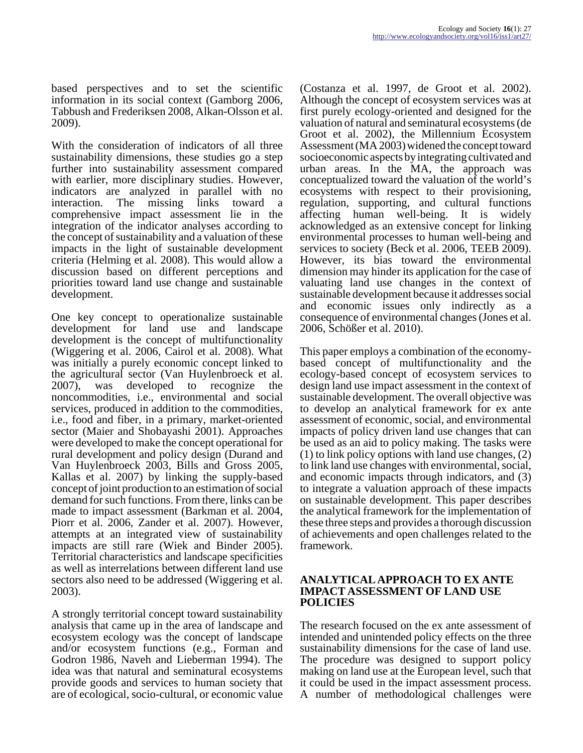based perspectives and to set the scientific information in its social context (Gamborg 2006, Tabbush and Frederiksen 2008, Alkan-Olsson et al. 2009).

With the consideration of indicators of all three sustainability dimensions, these studies go a step further into sustainability assessment compared with earlier, more disciplinary studies. However, indicators are analyzed in parallel with no interaction. The missing links toward a comprehensive impact assessment lie in the integration of the indicator analyses according to the concept of sustainability and a valuation of these impacts in the light of sustainable development criteria (Helming et al. 2008). This would allow a discussion based on different perceptions and priorities toward land use change and sustainable development.

One key concept to operationalize sustainable development for land use and landscape development is the concept of multifunctionality (Wiggering et al. 2006, Cairol et al. 2008). What was initially a purely economic concept linked to the agricultural sector (Van Huylenbroeck et al. 2007), was developed to recognize the noncommodities, i.e., environmental and social services, produced in addition to the commodities, i.e., food and fiber, in a primary, market-oriented sector (Maier and Shobayashi 2001). Approaches were developed to make the concept operational for rural development and policy design (Durand and Van Huylenbroeck 2003, Bills and Gross 2005, Kallas et al. 2007) by linking the supply-based concept of joint production to an estimation of social demand for such functions. From there, links can be made to impact assessment (Barkman et al. 2004, Piorr et al. 2006, Zander et al. 2007). However, attempts at an integrated view of sustainability impacts are still rare (Wiek and Binder 2005). Territorial characteristics and landscape specificities as well as interrelations between different land use sectors also need to be addressed (Wiggering et al. 2003).

A strongly territorial concept toward sustainability analysis that came up in the area of landscape and ecosystem ecology was the concept of landscape and/or ecosystem functions (e.g., Forman and Godron 1986, Naveh and Lieberman 1994). The idea was that natural and seminatural ecosystems provide goods and services to human society that are of ecological, socio-cultural, or economic value (Costanza et al. 1997, de Groot et al. 2002). Although the concept of ecosystem services was at first purely ecology-oriented and designed for the valuation of natural and seminatural ecosystems (de Groot et al. 2002), the Millennium Ecosystem Assessment (MA 2003) widened the concept toward socioeconomic aspects by integrating cultivated and urban areas. In the MA, the approach was conceptualized toward the valuation of the world's ecosystems with respect to their provisioning, regulation, supporting, and cultural functions affecting human well-being. It is widely acknowledged as an extensive concept for linking environmental processes to human well-being and services to society (Beck et al. 2006, TEEB 2009). However, its bias toward the environmental dimension may hinder its application for the case of valuating land use changes in the context of sustainable development because it addresses social and economic issues only indirectly as a consequence of environmental changes (Jones et al. 2006, Schößer et al. 2010).

This paper employs a combination of the economy-based concept of multifunctionality and the ecology-based concept of ecosystem services to design land use impact assessment in the context of sustainable development. The overall objective was to develop an analytical framework for ex ante assessment of economic, social, and environmental impacts of policy driven land use changes that can be used as an aid to policy making. The tasks were (1) to link policy options with land use changes, (2) to link land use changes with environmental, social, and economic impacts through indicators, and (3) to integrate a valuation approach of these impacts on sustainable development. This paper describes the analytical framework for the implementation of these three steps and provides a thorough discussion of achievements and open challenges related to the framework.

## ANALYTICAL APPROACH TO EX ANTE IMPACT ASSESSMENT OF LAND USE POLICIES

The research focused on the ex ante assessment of intended and unintended policy effects on the three sustainability dimensions for the case of land use. The procedure was designed to support policy making on land use at the European level, such that it could be used in the impact assessment process. A number of methodological challenges were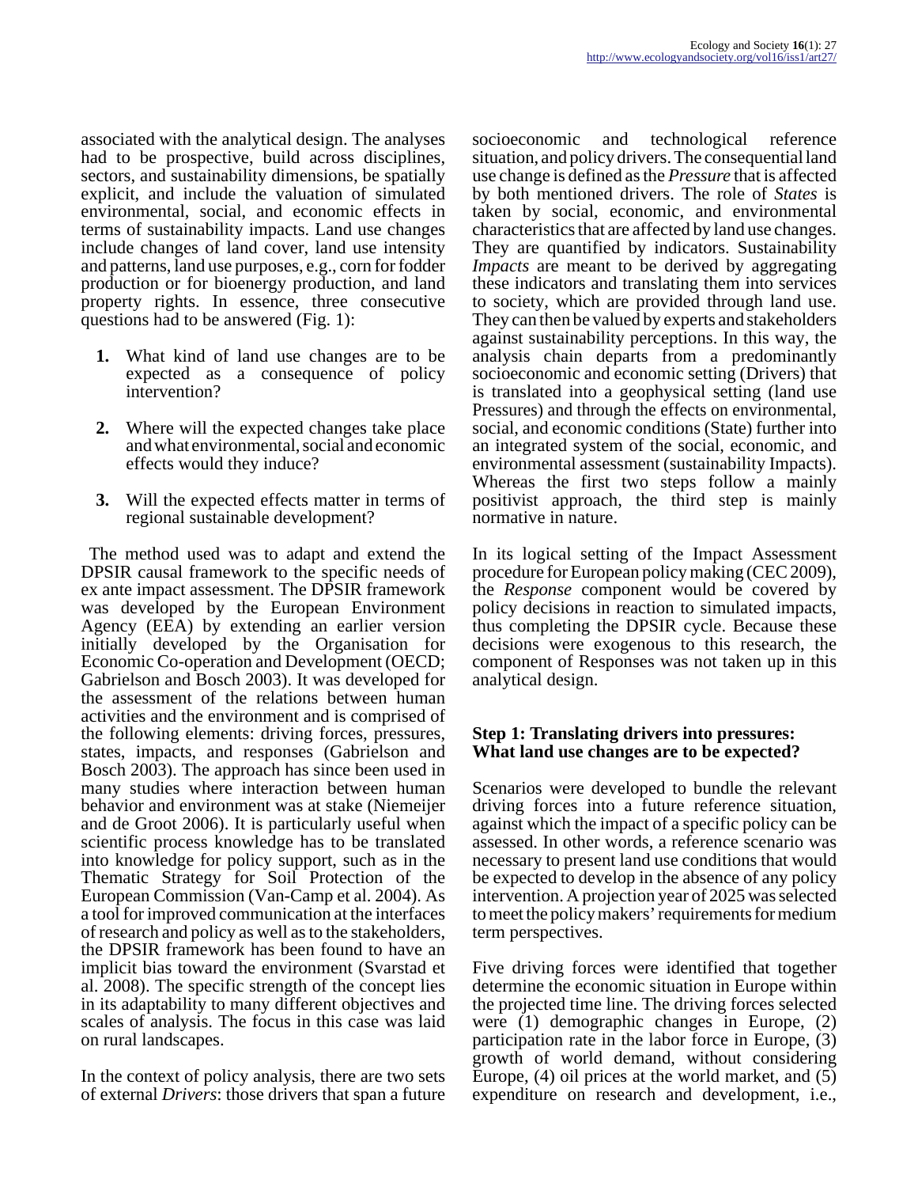associated with the analytical design. The analyses had to be prospective, build across disciplines, sectors, and sustainability dimensions, be spatially explicit, and include the valuation of simulated environmental, social, and economic effects in terms of sustainability impacts. Land use changes include changes of land cover, land use intensity and patterns, land use purposes, e.g., corn for fodder production or for bioenergy production, and land property rights. In essence, three consecutive questions had to be answered (Fig. 1):

1. What kind of land use changes are to be expected as a consequence of policy intervention?

2. Where will the expected changes take place and what environmental, social and economic effects would they induce?

3. Will the expected effects matter in terms of regional sustainable development?

The method used was to adapt and extend the DPSIR causal framework to the specific needs of ex ante impact assessment. The DPSIR framework was developed by the European Environment Agency (EEA) by extending an earlier version initially developed by the Organisation for Economic Co-operation and Development (OECD; Gabrielson and Bosch 2003). It was developed for the assessment of the relations between human activities and the environment and is comprised of the following elements: driving forces, pressures, states, impacts, and responses (Gabrielson and Bosch 2003). The approach has since been used in many studies where interaction between human behavior and environment was at stake (Niemeijer and de Groot 2006). It is particularly useful when scientific process knowledge has to be translated into knowledge for policy support, such as in the Thematic Strategy for Soil Protection of the European Commission (Van-Camp et al. 2004). As a tool for improved communication at the interfaces of research and policy as well as to the stakeholders, the DPSIR framework has been found to have an implicit bias toward the environment (Svarstad et al. 2008). The specific strength of the concept lies in its adaptability to many different objectives and scales of analysis. The focus in this case was laid on rural landscapes.

In the context of policy analysis, there are two sets of external *Drivers*: those drivers that span a future socioeconomic and technological reference situation, and policy drivers. The consequential land use change is defined as the *Pressure* that is affected by both mentioned drivers. The role of *States* is taken by social, economic, and environmental characteristics that are affected by land use changes. They are quantified by indicators. Sustainability *Impacts* are meant to be derived by aggregating these indicators and translating them into services to society, which are provided through land use. They can then be valued by experts and stakeholders against sustainability perceptions. In this way, the analysis chain departs from a predominantly socioeconomic and economic setting (Drivers) that is translated into a geophysical setting (land use Pressures) and through the effects on environmental, social, and economic conditions (State) further into an integrated system of the social, economic, and environmental assessment (sustainability Impacts). Whereas the first two steps follow a mainly positivist approach, the third step is mainly normative in nature.

In its logical setting of the Impact Assessment procedure for European policy making (CEC 2009), the *Response* component would be covered by policy decisions in reaction to simulated impacts, thus completing the DPSIR cycle. Because these decisions were exogenous to this research, the component of Responses was not taken up in this analytical design.

### Step 1: Translating drivers into pressures: What land use changes are to be expected?

Scenarios were developed to bundle the relevant driving forces into a future reference situation, against which the impact of a specific policy can be assessed. In other words, a reference scenario was necessary to present land use conditions that would be expected to develop in the absence of any policy intervention. A projection year of 2025 was selected to meet the policy makers' requirements for medium term perspectives.

Five driving forces were identified that together determine the economic situation in Europe within the projected time line. The driving forces selected were (1) demographic changes in Europe, (2) participation rate in the labor force in Europe, (3) growth of world demand, without considering Europe, (4) oil prices at the world market, and (5) expenditure on research and development, i.e.,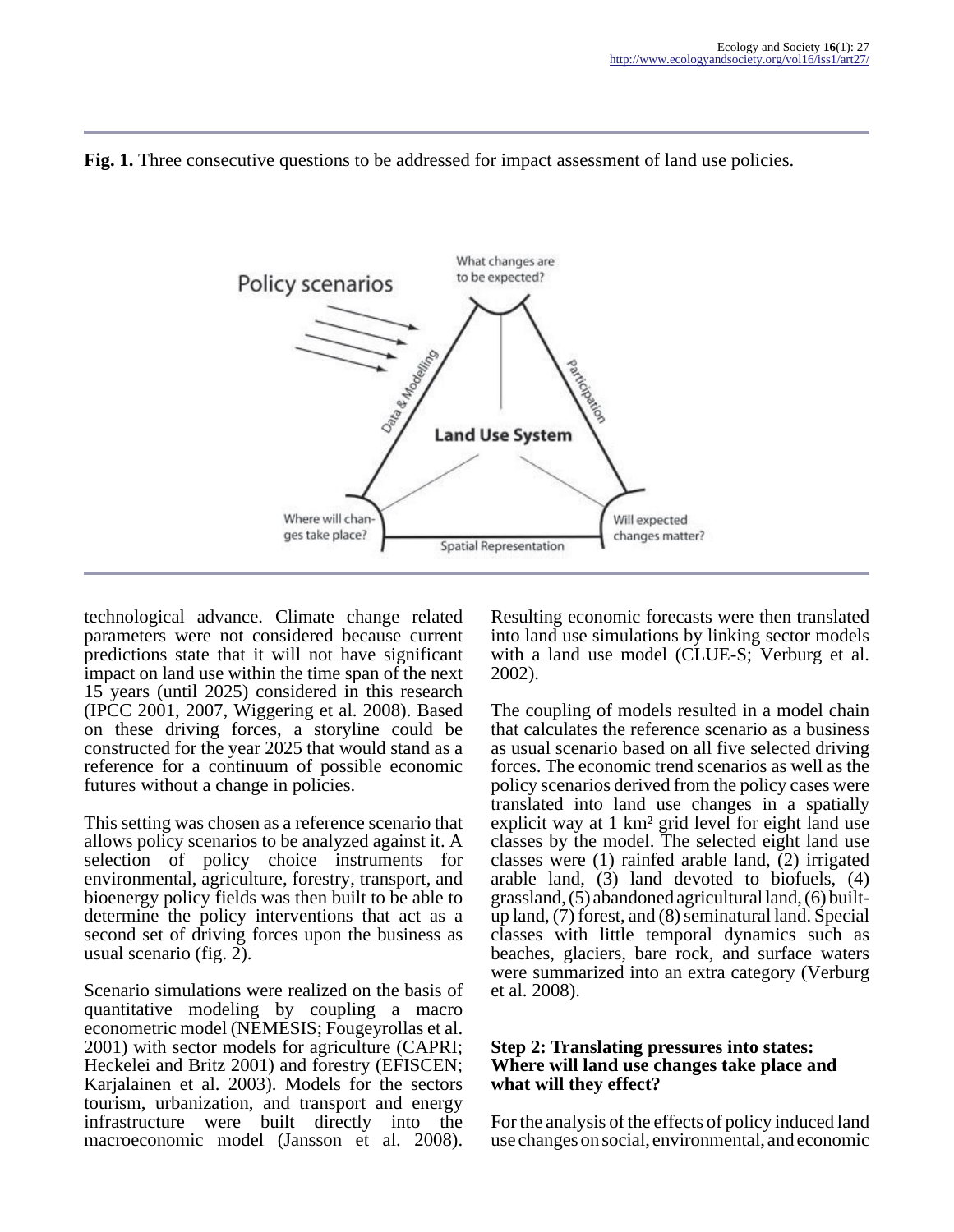**Fig. 1.** Three consecutive questions to be addressed for impact assessment of land use policies.

technological advance. Climate change related parameters were not considered because current predictions state that it will not have significant impact on land use within the time span of the next 15 years (until 2025) considered in this research (IPCC 2001, 2007, Wiggering et al. 2008). Based on these driving forces, a storyline could be constructed for the year 2025 that would stand as a reference for a continuum of possible economic futures without a change in policies.

This setting was chosen as a reference scenario that allows policy scenarios to be analyzed against it. A selection of policy choice instruments for environmental, agriculture, forestry, transport, and bioenergy policy fields was then built to be able to determine the policy interventions that act as a second set of driving forces upon the business as usual scenario (fig. 2).

Scenario simulations were realized on the basis of quantitative modeling by coupling a macro econometric model (NEMESIS; Fougeyrollas et al. 2001) with sector models for agriculture (CAPRI; Heckelei and Britz 2001) and forestry (EFISCEN; Karjalainen et al. 2003). Models for the sectors tourism, urbanization, and transport and energy infrastructure were built directly into the macroeconomic model (Jansson et al. 2008). Resulting economic forecasts were then translated into land use simulations by linking sector models with a land use model (CLUE-S; Verburg et al. 2002).

The coupling of models resulted in a model chain that calculates the reference scenario as a business as usual scenario based on all five selected driving forces. The economic trend scenarios as well as the policy scenarios derived from the policy cases were translated into land use changes in a spatially explicit way at 1 km² grid level for eight land use classes by the model. The selected eight land use classes were (1) rainfed arable land, (2) irrigated arable land, (3) land devoted to biofuels, (4) grassland, (5) abandoned agricultural land, (6) built-up land, (7) forest, and (8) seminatural land. Special classes with little temporal dynamics such as beaches, glaciers, bare rock, and surface waters were summarized into an extra category (Verburg et al. 2008).

### Step 2: Translating pressures into states: Where will land use changes take place and what will they effect?

For the analysis of the effects of policy induced land use changes on social, environmental, and economic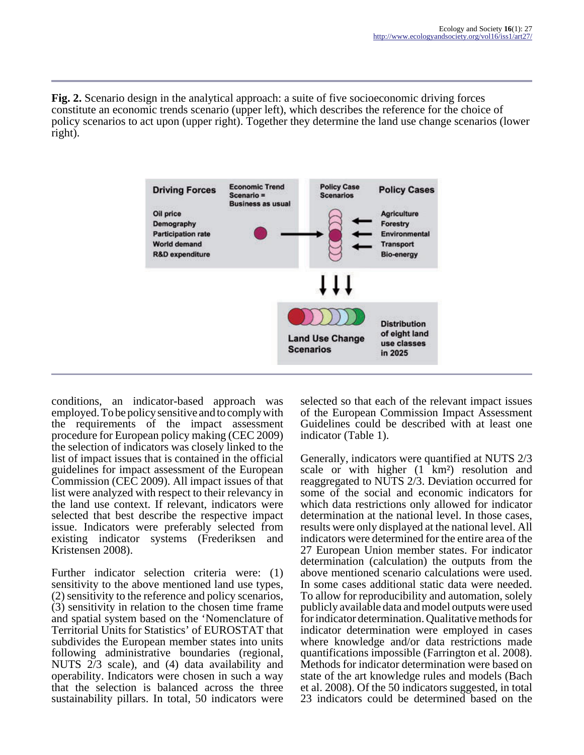**Fig. 2.** Scenario design in the analytical approach: a suite of five socioeconomic driving forces constitute an economic trends scenario (upper left), which describes the reference for the choice of policy scenarios to act upon (upper right). Together they determine the land use change scenarios (lower right).

conditions, an indicator-based approach was employed. To be policy sensitive and to comply with the requirements of the impact assessment procedure for European policy making (CEC 2009) the selection of indicators was closely linked to the list of impact issues that is contained in the official guidelines for impact assessment of the European Commission (CEC 2009). All impact issues of that list were analyzed with respect to their relevancy in the land use context. If relevant, indicators were selected that best describe the respective impact issue. Indicators were preferably selected from existing indicator systems (Frederiksen and Kristensen 2008).

Further indicator selection criteria were: (1) sensitivity to the above mentioned land use types, (2) sensitivity to the reference and policy scenarios, (3) sensitivity in relation to the chosen time frame and spatial system based on the 'Nomenclature of Territorial Units for Statistics' of EUROSTAT that subdivides the European member states into units following administrative boundaries (regional, NUTS 2/3 scale), and (4) data availability and operability. Indicators were chosen in such a way that the selection is balanced across the three sustainability pillars. In total, 50 indicators were selected so that each of the relevant impact issues of the European Commission Impact Assessment Guidelines could be described with at least one indicator (Table 1).

Generally, indicators were quantified at NUTS 2/3 scale or with higher (1 km²) resolution and reaggregated to NUTS 2/3. Deviation occurred for some of the social and economic indicators for which data restrictions only allowed for indicator determination at the national level. In those cases, results were only displayed at the national level. All indicators were determined for the entire area of the 27 European Union member states. For indicator determination (calculation) the outputs from the above mentioned scenario calculations were used. In some cases additional static data were needed. To allow for reproducibility and automation, solely publicly available data and model outputs were used for indicator determination. Qualitative methods for indicator determination were employed in cases where knowledge and/or data restrictions made quantifications impossible (Farrington et al. 2008). Methods for indicator determination were based on state of the art knowledge rules and models (Bach et al. 2008). Of the 50 indicators suggested, in total 23 indicators could be determined based on the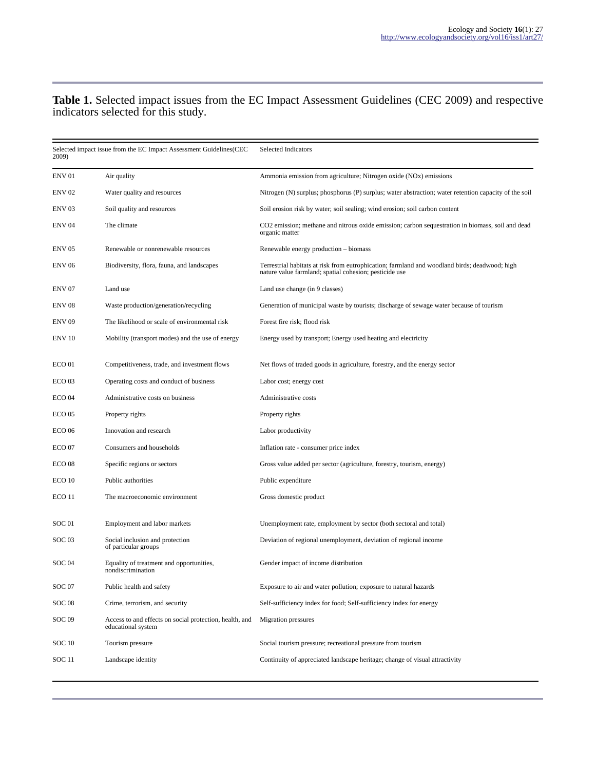**Table 1.** Selected impact issues from the EC Impact Assessment Guidelines (CEC 2009) and respective indicators selected for this study.

| Selected impact issue from the EC Impact Assessment Guidelines(CEC 2009) | | Selected Indicators |
|---|---|---|
| ENV 01 | Air quality | Ammonia emission from agriculture; Nitrogen oxide (NOx) emissions |
| ENV 02 | Water quality and resources | Nitrogen (N) surplus; phosphorus (P) surplus; water abstraction; water retention capacity of the soil |
| ENV 03 | Soil quality and resources | Soil erosion risk by water; soil sealing; wind erosion; soil carbon content |
| ENV 04 | The climate | $CO_2$ emission; methane and nitrous oxide emission; carbon sequestration in biomass, soil and dead organic matter |
| ENV 05 | Renewable or nonrenewable resources | Renewable energy production – biomass |
| ENV 06 | Biodiversity, flora, fauna, and landscapes | Terrestrial habitats at risk from eutrophication; farmland and woodland birds; deadwood; high nature value farmland; spatial cohesion; pesticide use |
| ENV 07 | Land use | Land use change (in 9 classes) |
| ENV 08 | Waste production/generation/recycling | Generation of municipal waste by tourists; discharge of sewage water because of tourism |
| ENV 09 | The likelihood or scale of environmental risk | Forest fire risk; flood risk |
| ENV 10 | Mobility (transport modes) and the use of energy | Energy used by transport; Energy used heating and electricity |
| ECO 01 | Competitiveness, trade, and investment flows | Net flows of traded goods in agriculture, forestry, and the energy sector |
| ECO 03 | Operating costs and conduct of business | Labor cost; energy cost |
| ECO 04 | Administrative costs on business | Administrative costs |
| ECO 05 | Property rights | Property rights |
| ECO 06 | Innovation and research | Labor productivity |
| ECO 07 | Consumers and households | Inflation rate - consumer price index |
| ECO 08 | Specific regions or sectors | Gross value added per sector (agriculture, forestry, tourism, energy) |
| ECO 10 | Public authorities | Public expenditure |
| ECO 11 | The macroeconomic environment | Gross domestic product |
| SOC 01 | Employment and labor markets | Unemployment rate, employment by sector (both sectoral and total) |
| SOC 03 | Social inclusion and protection of particular groups | Deviation of regional unemployment, deviation of regional income |
| SOC 04 | Equality of treatment and opportunities, nondiscrimination | Gender impact of income distribution |
| SOC 07 | Public health and safety | Exposure to air and water pollution; exposure to natural hazards |
| SOC 08 | Crime, terrorism, and security | Self-sufficiency index for food; Self-sufficiency index for energy |
| SOC 09 | Access to and effects on social protection, health, and educational system | Migration pressures |
| SOC 10 | Tourism pressure | Social tourism pressure; recreational pressure from tourism |
| SOC 11 | Landscape identity | Continuity of appreciated landscape heritage; change of visual attractivity |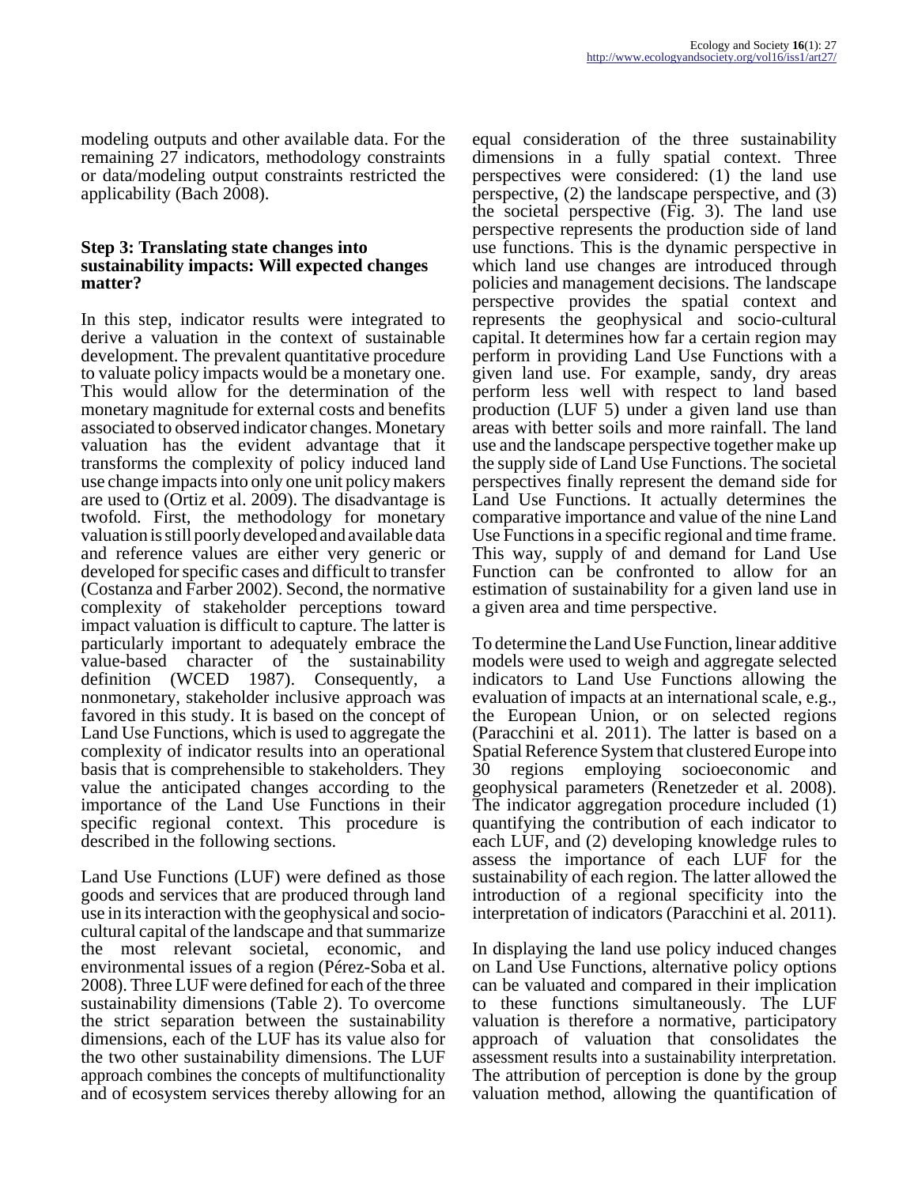modeling outputs and other available data. For the remaining 27 indicators, methodology constraints or data/modeling output constraints restricted the applicability (Bach 2008).

### Step 3: Translating state changes into sustainability impacts: Will expected changes matter?

In this step, indicator results were integrated to derive a valuation in the context of sustainable development. The prevalent quantitative procedure to valuate policy impacts would be a monetary one. This would allow for the determination of the monetary magnitude for external costs and benefits associated to observed indicator changes. Monetary valuation has the evident advantage that it transforms the complexity of policy induced land use change impacts into only one unit policy makers are used to (Ortiz et al. 2009). The disadvantage is twofold. First, the methodology for monetary valuation is still poorly developed and available data and reference values are either very generic or developed for specific cases and difficult to transfer (Costanza and Farber 2002). Second, the normative complexity of stakeholder perceptions toward impact valuation is difficult to capture. The latter is particularly important to adequately embrace the value-based character of the sustainability definition (WCED 1987). Consequently, a nonmonetary, stakeholder inclusive approach was favored in this study. It is based on the concept of Land Use Functions, which is used to aggregate the complexity of indicator results into an operational basis that is comprehensible to stakeholders. They value the anticipated changes according to the importance of the Land Use Functions in their specific regional context. This procedure is described in the following sections.

Land Use Functions (LUF) were defined as those goods and services that are produced through land use in its interaction with the geophysical and socio-cultural capital of the landscape and that summarize the most relevant societal, economic, and environmental issues of a region (Pérez-Soba et al. 2008). Three LUF were defined for each of the three sustainability dimensions (Table 2). To overcome the strict separation between the sustainability dimensions, each of the LUF has its value also for the two other sustainability dimensions. The LUF approach combines the concepts of multifunctionality and of ecosystem services thereby allowing for an equal consideration of the three sustainability dimensions in a fully spatial context. Three perspectives were considered: (1) the land use perspective, (2) the landscape perspective, and (3) the societal perspective (Fig. 3). The land use perspective represents the production side of land use functions. This is the dynamic perspective in which land use changes are introduced through policies and management decisions. The landscape perspective provides the spatial context and represents the geophysical and socio-cultural capital. It determines how far a certain region may perform in providing Land Use Functions with a given land use. For example, sandy, dry areas perform less well with respect to land based production (LUF 5) under a given land use than areas with better soils and more rainfall. The land use and the landscape perspective together make up the supply side of Land Use Functions. The societal perspectives finally represent the demand side for Land Use Functions. It actually determines the comparative importance and value of the nine Land Use Functions in a specific regional and time frame. This way, supply of and demand for Land Use Function can be confronted to allow for an estimation of sustainability for a given land use in a given area and time perspective.

To determine the Land Use Function, linear additive models were used to weigh and aggregate selected indicators to Land Use Functions allowing the evaluation of impacts at an international scale, e.g., the European Union, or on selected regions (Paracchini et al. 2011). The latter is based on a Spatial Reference System that clustered Europe into 30 regions employing socioeconomic and geophysical parameters (Renetzeder et al. 2008). The indicator aggregation procedure included (1) quantifying the contribution of each indicator to each LUF, and (2) developing knowledge rules to assess the importance of each LUF for the sustainability of each region. The latter allowed the introduction of a regional specificity into the interpretation of indicators (Paracchini et al. 2011).

In displaying the land use policy induced changes on Land Use Functions, alternative policy options can be valuated and compared in their implication to these functions simultaneously. The LUF valuation is therefore a normative, participatory approach of valuation that consolidates the assessment results into a sustainability interpretation. The attribution of perception is done by the group valuation method, allowing the quantification of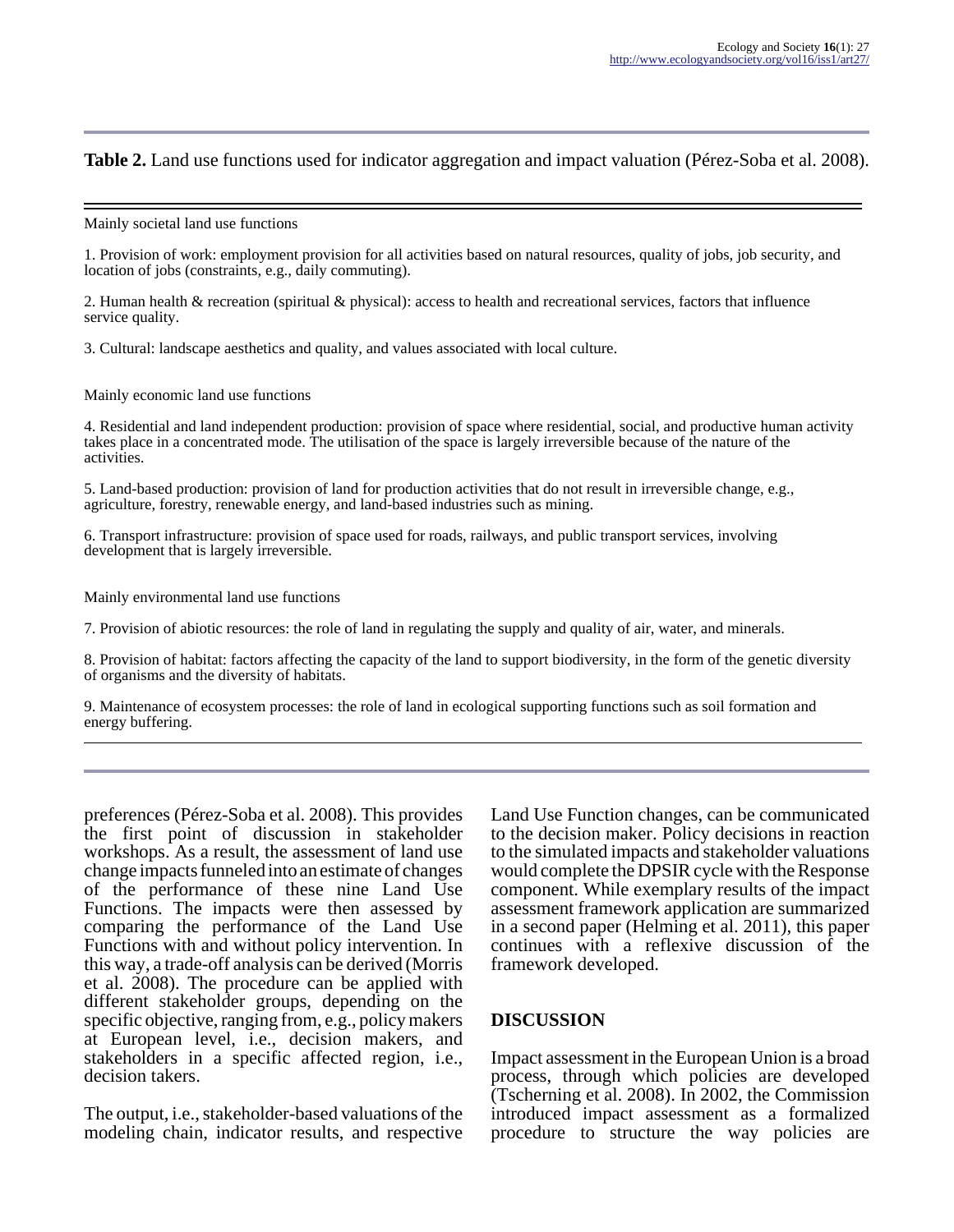**Table 2.** Land use functions used for indicator aggregation and impact valuation (Pérez-Soba et al. 2008).

| Land use functions |
| --- |
| Mainly societal land use functions |
| 1. Provision of work: employment provision for all activities based on natural resources, quality of jobs, job security, and location of jobs (constraints, e.g., daily commuting). |
| 2. Human health & recreation (spiritual & physical): access to health and recreational services, factors that influence service quality. |
| 3. Cultural: landscape aesthetics and quality, and values associated with local culture. |
| Mainly economic land use functions |
| 4. Residential and land independent production: provision of space where residential, social, and productive human activity takes place in a concentrated mode. The utilisation of the space is largely irreversible because of the nature of the activities. |
| 5. Land-based production: provision of land for production activities that do not result in irreversible change, e.g., agriculture, forestry, renewable energy, and land-based industries such as mining. |
| 6. Transport infrastructure: provision of space used for roads, railways, and public transport services, involving development that is largely irreversible. |
| Mainly environmental land use functions |
| 7. Provision of abiotic resources: the role of land in regulating the supply and quality of air, water, and minerals. |
| 8. Provision of habitat: factors affecting the capacity of the land to support biodiversity, in the form of the genetic diversity of organisms and the diversity of habitats. |
| 9. Maintenance of ecosystem processes: the role of land in ecological supporting functions such as soil formation and energy buffering. |

preferences (Pérez-Soba et al. 2008). This provides the first point of discussion in stakeholder workshops. As a result, the assessment of land use change impacts funneled into an estimate of changes of the performance of these nine Land Use Functions. The impacts were then assessed by comparing the performance of the Land Use Functions with and without policy intervention. In this way, a trade-off analysis can be derived (Morris et al. 2008). The procedure can be applied with different stakeholder groups, depending on the specific objective, ranging from, e.g., policy makers at European level, i.e., decision makers, and stakeholders in a specific affected region, i.e., decision takers.

The output, i.e., stakeholder-based valuations of the modeling chain, indicator results, and respective Land Use Function changes, can be communicated to the decision maker. Policy decisions in reaction to the simulated impacts and stakeholder valuations would complete the DPSIR cycle with the Response component. While exemplary results of the impact assessment framework application are summarized in a second paper (Helming et al. 2011), this paper continues with a reflexive discussion of the framework developed.

## DISCUSSION

Impact assessment in the European Union is a broad process, through which policies are developed (Tscherning et al. 2008). In 2002, the Commission introduced impact assessment as a formalized procedure to structure the way policies are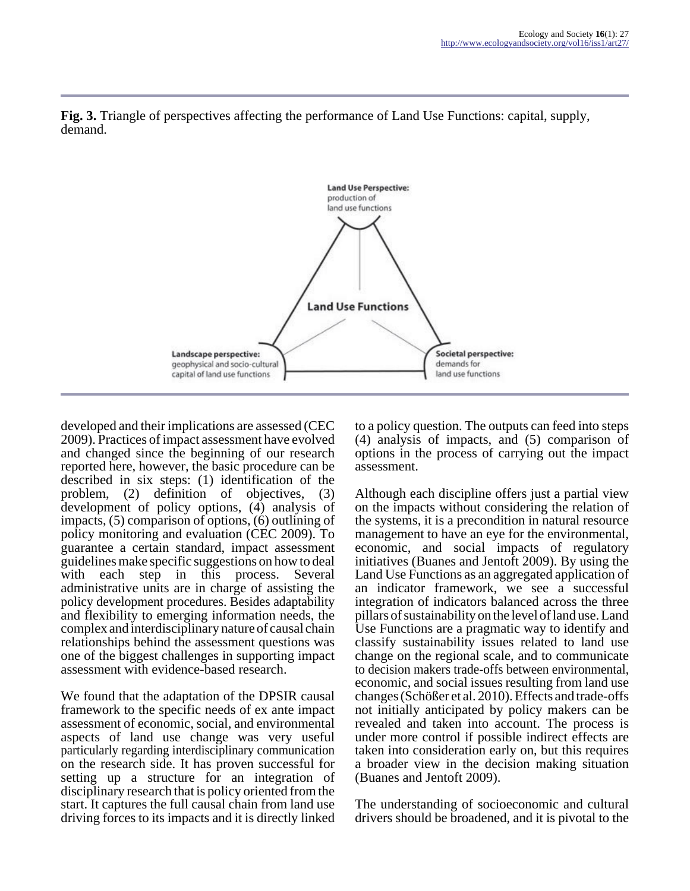**Fig. 3.** Triangle of perspectives affecting the performance of Land Use Functions: capital, supply, demand.

**Land Use Perspective:**
production of
land use functions

**Land Use Functions**

**Landscape perspective:**
geophysical and socio-cultural
capital of land use functions

**Societal perspective:**
demands for
land use functions

developed and their implications are assessed (CEC 2009). Practices of impact assessment have evolved and changed since the beginning of our research reported here, however, the basic procedure can be described in six steps: (1) identification of the problem, (2) definition of objectives, (3) development of policy options, (4) analysis of impacts, (5) comparison of options, (6) outlining of policy monitoring and evaluation (CEC 2009). To guarantee a certain standard, impact assessment guidelines make specific suggestions on how to deal with each step in this process. Several administrative units are in charge of assisting the policy development procedures. Besides adaptability and flexibility to emerging information needs, the complex and interdisciplinary nature of causal chain relationships behind the assessment questions was one of the biggest challenges in supporting impact assessment with evidence-based research.

We found that the adaptation of the DPSIR causal framework to the specific needs of ex ante impact assessment of economic, social, and environmental aspects of land use change was very useful particularly regarding interdisciplinary communication on the research side. It has proven successful for setting up a structure for an integration of disciplinary research that is policy oriented from the start. It captures the full causal chain from land use driving forces to its impacts and it is directly linked to a policy question. The outputs can feed into steps (4) analysis of impacts, and (5) comparison of options in the process of carrying out the impact assessment.

Although each discipline offers just a partial view on the impacts without considering the relation of the systems, it is a precondition in natural resource management to have an eye for the environmental, economic, and social impacts of regulatory initiatives (Buanes and Jentoft 2009). By using the Land Use Functions as an aggregated application of an indicator framework, we see a successful integration of indicators balanced across the three pillars of sustainability on the level of land use. Land Use Functions are a pragmatic way to identify and classify sustainability issues related to land use change on the regional scale, and to communicate to decision makers trade-offs between environmental, economic, and social issues resulting from land use changes (Schößer et al. 2010). Effects and trade-offs not initially anticipated by policy makers can be revealed and taken into account. The process is under more control if possible indirect effects are taken into consideration early on, but this requires a broader view in the decision making situation (Buanes and Jentoft 2009).

The understanding of socioeconomic and cultural drivers should be broadened, and it is pivotal to the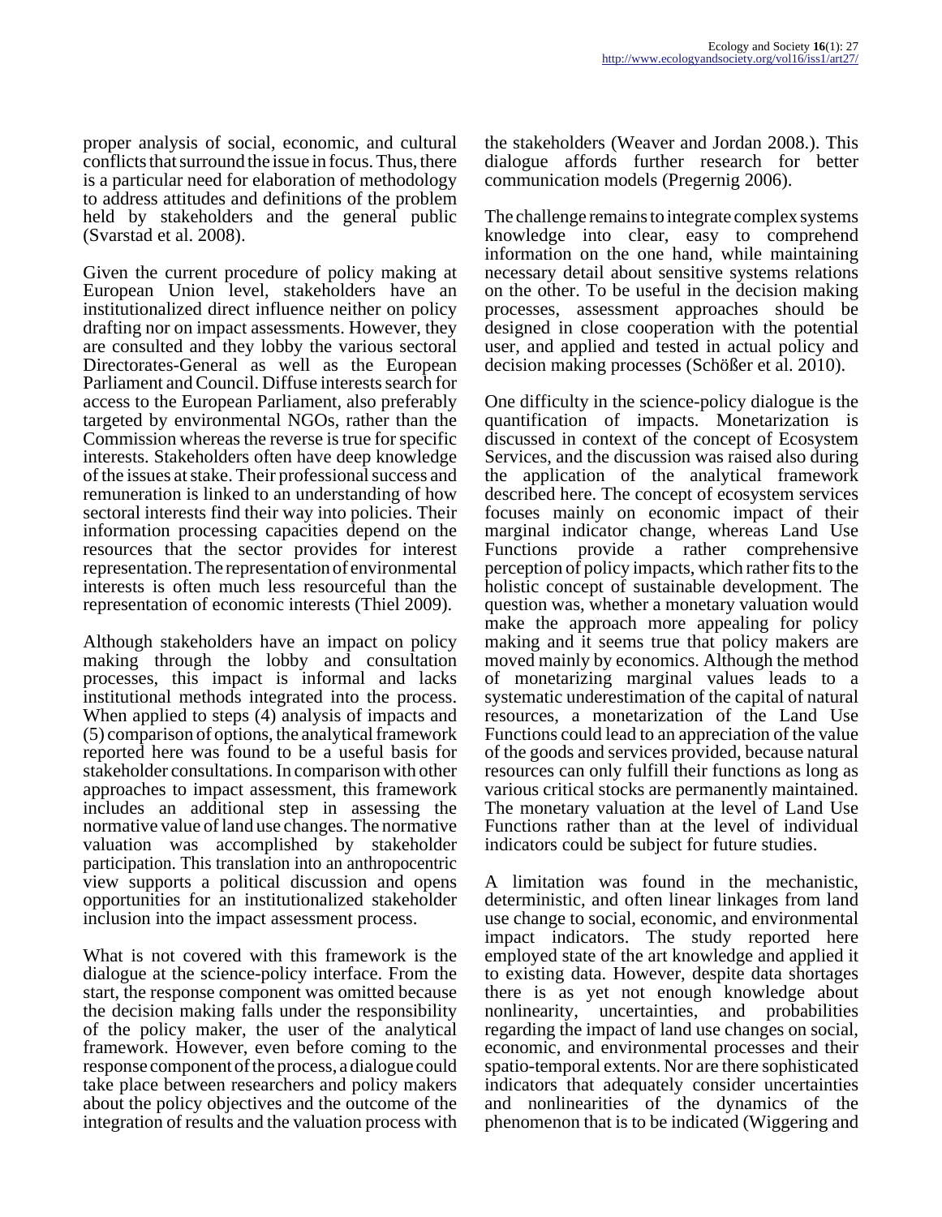proper analysis of social, economic, and cultural conflicts that surround the issue in focus. Thus, there is a particular need for elaboration of methodology to address attitudes and definitions of the problem held by stakeholders and the general public (Svarstad et al. 2008).

Given the current procedure of policy making at European Union level, stakeholders have an institutionalized direct influence neither on policy drafting nor on impact assessments. However, they are consulted and they lobby the various sectoral Directorates-General as well as the European Parliament and Council. Diffuse interests search for access to the European Parliament, also preferably targeted by environmental NGOs, rather than the Commission whereas the reverse is true for specific interests. Stakeholders often have deep knowledge of the issues at stake. Their professional success and remuneration is linked to an understanding of how sectoral interests find their way into policies. Their information processing capacities depend on the resources that the sector provides for interest representation. The representation of environmental interests is often much less resourceful than the representation of economic interests (Thiel 2009).

Although stakeholders have an impact on policy making through the lobby and consultation processes, this impact is informal and lacks institutional methods integrated into the process. When applied to steps (4) analysis of impacts and (5) comparison of options, the analytical framework reported here was found to be a useful basis for stakeholder consultations. In comparison with other approaches to impact assessment, this framework includes an additional step in assessing the normative value of land use changes. The normative valuation was accomplished by stakeholder participation. This translation into an anthropocentric view supports a political discussion and opens opportunities for an institutionalized stakeholder inclusion into the impact assessment process.

What is not covered with this framework is the dialogue at the science-policy interface. From the start, the response component was omitted because the decision making falls under the responsibility of the policy maker, the user of the analytical framework. However, even before coming to the response component of the process, a dialogue could take place between researchers and policy makers about the policy objectives and the outcome of the integration of results and the valuation process with the stakeholders (Weaver and Jordan 2008.). This dialogue affords further research for better communication models (Pregernig 2006).

The challenge remains to integrate complex systems knowledge into clear, easy to comprehend information on the one hand, while maintaining necessary detail about sensitive systems relations on the other. To be useful in the decision making processes, assessment approaches should be designed in close cooperation with the potential user, and applied and tested in actual policy and decision making processes (Schößer et al. 2010).

One difficulty in the science-policy dialogue is the quantification of impacts. Monetarization is discussed in context of the concept of Ecosystem Services, and the discussion was raised also during the application of the analytical framework described here. The concept of ecosystem services focuses mainly on economic impact of their marginal indicator change, whereas Land Use Functions provide a rather comprehensive perception of policy impacts, which rather fits to the holistic concept of sustainable development. The question was, whether a monetary valuation would make the approach more appealing for policy making and it seems true that policy makers are moved mainly by economics. Although the method of monetarizing marginal values leads to a systematic underestimation of the capital of natural resources, a monetarization of the Land Use Functions could lead to an appreciation of the value of the goods and services provided, because natural resources can only fulfill their functions as long as various critical stocks are permanently maintained. The monetary valuation at the level of Land Use Functions rather than at the level of individual indicators could be subject for future studies.

A limitation was found in the mechanistic, deterministic, and often linear linkages from land use change to social, economic, and environmental impact indicators. The study reported here employed state of the art knowledge and applied it to existing data. However, despite data shortages there is as yet not enough knowledge about nonlinearity, uncertainties, and probabilities regarding the impact of land use changes on social, economic, and environmental processes and their spatio-temporal extents. Nor are there sophisticated indicators that adequately consider uncertainties and nonlinearities of the dynamics of the phenomenon that is to be indicated (Wiggering and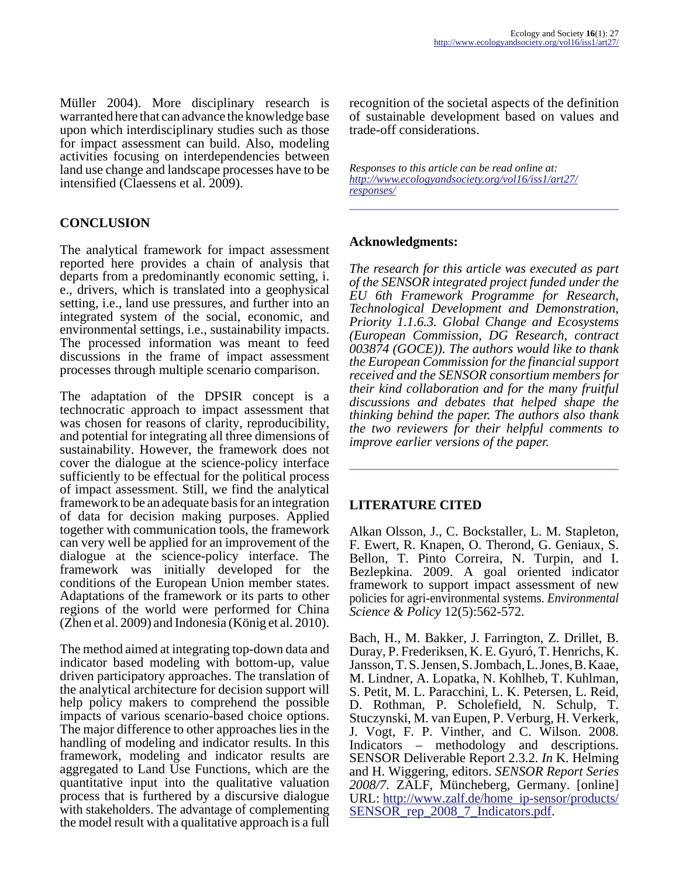Müller 2004). More disciplinary research is warranted here that can advance the knowledge base upon which interdisciplinary studies such as those for impact assessment can build. Also, modeling activities focusing on interdependencies between land use change and landscape processes have to be intensified (Claessens et al. 2009).

## CONCLUSION

The analytical framework for impact assessment reported here provides a chain of analysis that departs from a predominantly economic setting, i. e., drivers, which is translated into a geophysical setting, i.e., land use pressures, and further into an integrated system of the social, economic, and environmental settings, i.e., sustainability impacts. The processed information was meant to feed discussions in the frame of impact assessment processes through multiple scenario comparison.

The adaptation of the DPSIR concept is a technocratic approach to impact assessment that was chosen for reasons of clarity, reproducibility, and potential for integrating all three dimensions of sustainability. However, the framework does not cover the dialogue at the science-policy interface sufficiently to be effectual for the political process of impact assessment. Still, we find the analytical framework to be an adequate basis for an integration of data for decision making purposes. Applied together with communication tools, the framework can very well be applied for an improvement of the dialogue at the science-policy interface. The framework was initially developed for the conditions of the European Union member states. Adaptations of the framework or its parts to other regions of the world were performed for China (Zhen et al. 2009) and Indonesia (König et al. 2010).

The method aimed at integrating top-down data and indicator based modeling with bottom-up, value driven participatory approaches. The translation of the analytical architecture for decision support will help policy makers to comprehend the possible impacts of various scenario-based choice options. The major difference to other approaches lies in the handling of modeling and indicator results. In this framework, modeling and indicator results are aggregated to Land Use Functions, which are the quantitative input into the qualitative valuation process that is furthered by a discursive dialogue with stakeholders. The advantage of complementing the model result with a qualitative approach is a full recognition of the societal aspects of the definition of sustainable development based on values and trade-off considerations.

*Responses to this article can be read online at:* *http://www.ecologyandsociety.org/vol16/iss1/art27/responses/*

### Acknowledgments:

*The research for this article was executed as part of the SENSOR integrated project funded under the EU 6th Framework Programme for Research, Technological Development and Demonstration, Priority 1.1.6.3. Global Change and Ecosystems (European Commission, DG Research, contract 003874 (GOCE)). The authors would like to thank the European Commission for the financial support received and the SENSOR consortium members for their kind collaboration and for the many fruitful discussions and debates that helped shape the thinking behind the paper. The authors also thank the two reviewers for their helpful comments to improve earlier versions of the paper.*

## LITERATURE CITED

Alkan Olsson, J., C. Bockstaller, L. M. Stapleton, F. Ewert, R. Knapen, O. Therond, G. Geniaux, S. Bellon, T. Pinto Correira, N. Turpin, and I. Bezlepkina. 2009. A goal oriented indicator framework to support impact assessment of new policies for agri-environmental systems. *Environmental Science & Policy* 12(5):562-572.

Bach, H., M. Bakker, J. Farrington, Z. Drillet, B. Duray, P. Frederiksen, K. E. Gyuró, T. Henrichs, K. Jansson, T. S. Jensen, S. Jombach, L. Jones, B. Kaae, M. Lindner, A. Lopatka, N. Kohlheb, T. Kuhlman, S. Petit, M. L. Paracchini, L. K. Petersen, L. Reid, D. Rothman, P. Scholefield, N. Schulp, T. Stuczynski, M. van Eupen, P. Verburg, H. Verkerk, J. Vogt, F. P. Vinther, and C. Wilson. 2008. Indicators – methodology and descriptions. SENSOR Deliverable Report 2.3.2. *In* K. Helming and H. Wiggering, editors. *SENSOR Report Series 2008/7*. ZALF, Müncheberg, Germany. [online] URL: http://www.zalf.de/home_ip-sensor/products/SENSOR_rep_2008_7_Indicators.pdf.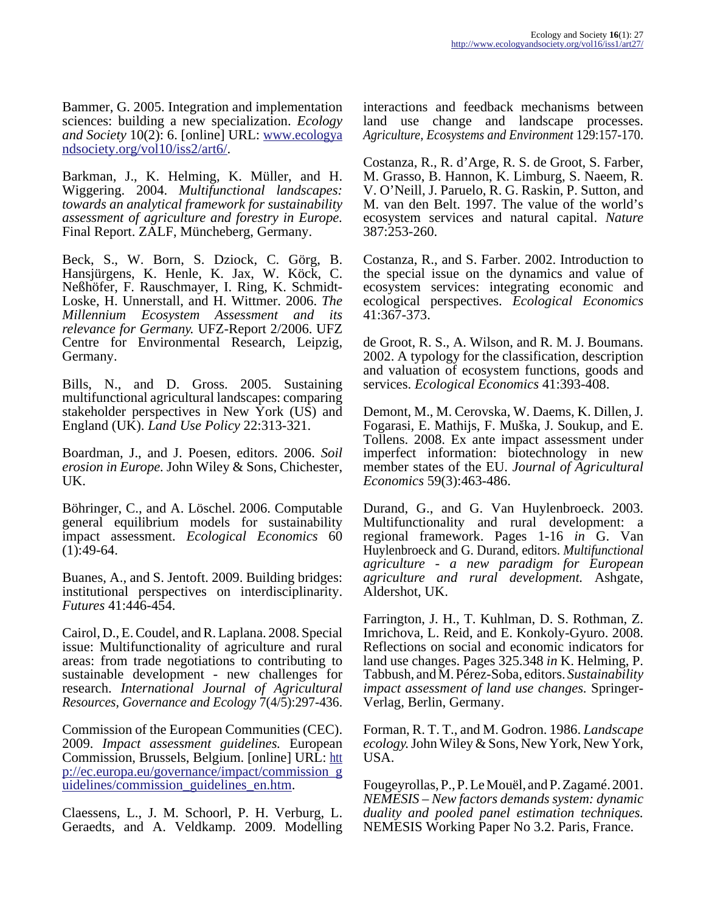Bammer, G. 2005. Integration and implementation sciences: building a new specialization. *Ecology and Society* 10(2): 6. [online] URL: [www.ecologyandsociety.org/vol10/iss2/art6/](www.ecologyandsociety.org/vol10/iss2/art6/).

Barkman, J., K. Helming, K. Müller, and H. Wiggering. 2004. *Multifunctional landscapes: towards an analytical framework for sustainability assessment of agriculture and forestry in Europe.* Final Report. ZALF, Müncheberg, Germany.

Beck, S., W. Born, S. Dziock, C. Görg, B. Hansjürgens, K. Henle, K. Jax, W. Köck, C. Neßhöfer, F. Rauschmayer, I. Ring, K. Schmidt-Loske, H. Unnerstall, and H. Wittmer. 2006. *The Millennium Ecosystem Assessment and its relevance for Germany.* UFZ-Report 2/2006. UFZ Centre for Environmental Research, Leipzig, Germany.

Bills, N., and D. Gross. 2005. Sustaining multifunctional agricultural landscapes: comparing stakeholder perspectives in New York (US) and England (UK). *Land Use Policy* 22:313-321.

Boardman, J., and J. Poesen, editors. 2006. *Soil erosion in Europe.* John Wiley & Sons, Chichester, UK.

Böhringer, C., and A. Löschel. 2006. Computable general equilibrium models for sustainability impact assessment. *Ecological Economics* 60 (1):49-64.

Buanes, A., and S. Jentoft. 2009. Building bridges: institutional perspectives on interdisciplinarity. *Futures* 41:446-454.

Cairol, D., E. Coudel, and R. Laplana. 2008. Special issue: Multifunctionality of agriculture and rural areas: from trade negotiations to contributing to sustainable development - new challenges for research. *International Journal of Agricultural Resources, Governance and Ecology* 7(4/5):297-436.

Commission of the European Communities (CEC). 2009. *Impact assessment guidelines.* European Commission, Brussels, Belgium. [online] URL: [http://ec.europa.eu/governance/impact/commission_guidelines/commission_guidelines_en.htm](http://ec.europa.eu/governance/impact/commission_guidelines/commission_guidelines_en.htm).

Claessens, L., J. M. Schoorl, P. H. Verburg, L. Geraedts, and A. Veldkamp. 2009. Modelling interactions and feedback mechanisms between land use change and landscape processes. *Agriculture, Ecosystems and Environment* 129:157-170.

Costanza, R., R. d'Arge, R. S. de Groot, S. Farber, M. Grasso, B. Hannon, K. Limburg, S. Naeem, R. V. O'Neill, J. Paruelo, R. G. Raskin, P. Sutton, and M. van den Belt. 1997. The value of the world's ecosystem services and natural capital. *Nature* 387:253-260.

Costanza, R., and S. Farber. 2002. Introduction to the special issue on the dynamics and value of ecosystem services: integrating economic and ecological perspectives. *Ecological Economics* 41:367-373.

de Groot, R. S., A. Wilson, and R. M. J. Boumans. 2002. A typology for the classification, description and valuation of ecosystem functions, goods and services. *Ecological Economics* 41:393-408.

Demont, M., M. Cerovska, W. Daems, K. Dillen, J. Fogarasi, E. Mathijs, F. Muška, J. Soukup, and E. Tollens. 2008. Ex ante impact assessment under imperfect information: biotechnology in new member states of the EU. *Journal of Agricultural Economics* 59(3):463-486.

Durand, G., and G. Van Huylenbroeck. 2003. Multifunctionality and rural development: a regional framework. Pages 1-16 *in* G. Van Huylenbroeck and G. Durand, editors. *Multifunctional agriculture - a new paradigm for European agriculture and rural development.* Ashgate, Aldershot, UK.

Farrington, J. H., T. Kuhlman, D. S. Rothman, Z. Imrichova, L. Reid, and E. Konkoly-Gyuro. 2008. Reflections on social and economic indicators for land use changes. Pages 325.348 *in* K. Helming, P. Tabbush, and M. Pérez-Soba, editors. *Sustainability impact assessment of land use changes.* Springer-Verlag, Berlin, Germany.

Forman, R. T. T., and M. Godron. 1986. *Landscape ecology.* John Wiley & Sons, New York, New York, USA.

Fougeyrollas, P., P. Le Mouël, and P. Zagamé. 2001. *NEMESIS – New factors demands system: dynamic duality and pooled panel estimation techniques.* NEMESIS Working Paper No 3.2. Paris, France.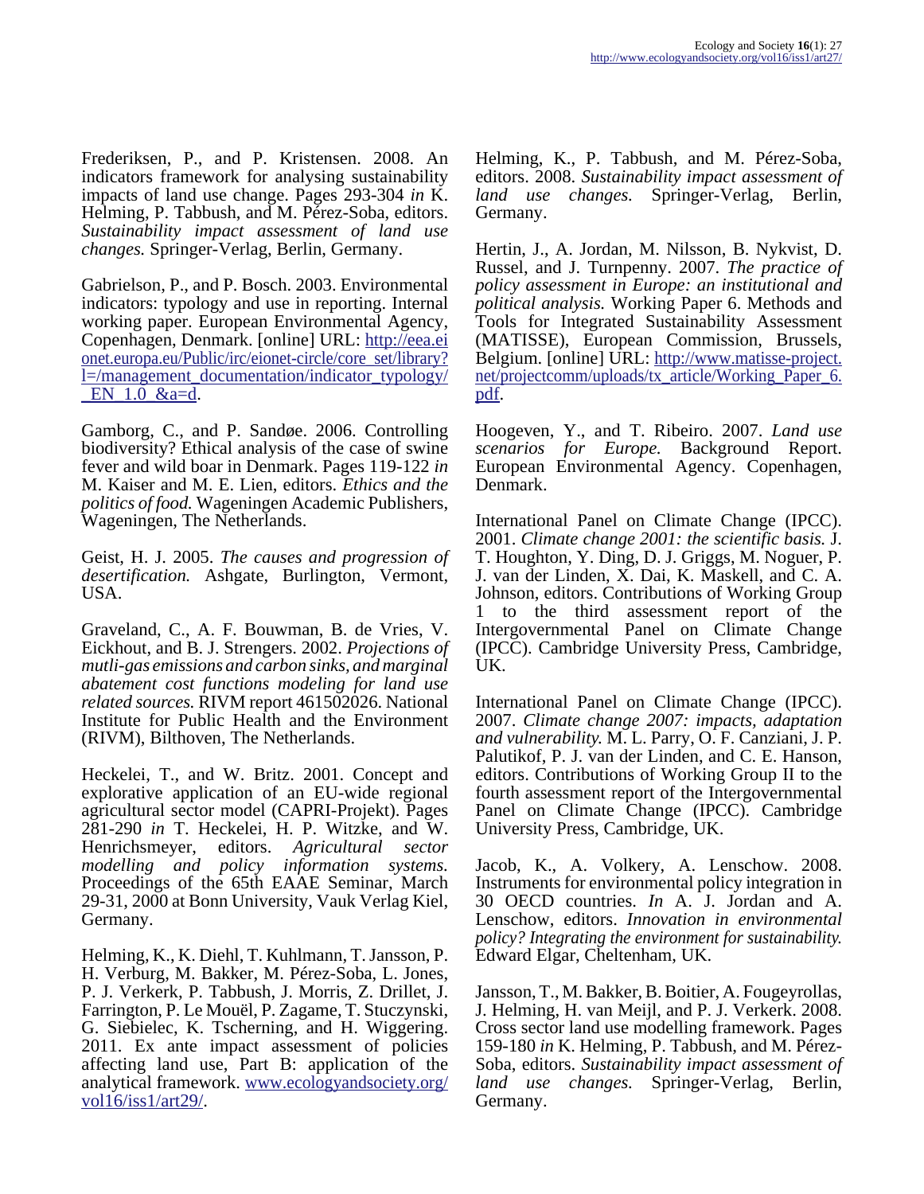Frederiksen, P., and P. Kristensen. 2008. An indicators framework for analysing sustainability impacts of land use change. Pages 293-304 *in* K. Helming, P. Tabbush, and M. Pérez-Soba, editors. *Sustainability impact assessment of land use changes.* Springer-Verlag, Berlin, Germany.

Gabrielson, P., and P. Bosch. 2003. Environmental indicators: typology and use in reporting. Internal working paper. European Environmental Agency, Copenhagen, Denmark. [online] URL: http://eea.eionet.europa.eu/Public/irc/eionet-circle/core_set/library?l=/management_documentation/indicator_typology/_EN_1.0_&a=d.

Gamborg, C., and P. Sandøe. 2006. Controlling biodiversity? Ethical analysis of the case of swine fever and wild boar in Denmark. Pages 119-122 *in* M. Kaiser and M. E. Lien, editors. *Ethics and the politics of food.* Wageningen Academic Publishers, Wageningen, The Netherlands.

Geist, H. J. 2005. *The causes and progression of desertification.* Ashgate, Burlington, Vermont, USA.

Graveland, C., A. F. Bouwman, B. de Vries, V. Eickhout, and B. J. Strengers. 2002. *Projections of mutli-gas emissions and carbon sinks, and marginal abatement cost functions modeling for land use related sources.* RIVM report 461502026. National Institute for Public Health and the Environment (RIVM), Bilthoven, The Netherlands.

Heckelei, T., and W. Britz. 2001. Concept and explorative application of an EU-wide regional agricultural sector model (CAPRI-Projekt). Pages 281-290 *in* T. Heckelei, H. P. Witzke, and W. Henrichsmeyer, editors. *Agricultural sector modelling and policy information systems.* Proceedings of the 65th EAAE Seminar, March 29-31, 2000 at Bonn University, Vauk Verlag Kiel, Germany.

Helming, K., K. Diehl, T. Kuhlmann, T. Jansson, P. H. Verburg, M. Bakker, M. Pérez-Soba, L. Jones, P. J. Verkerk, P. Tabbush, J. Morris, Z. Drillet, J. Farrington, P. Le Mouël, P. Zagame, T. Stuczynski, G. Siebielec, K. Tscherning, and H. Wiggering. 2011. Ex ante impact assessment of policies affecting land use, Part B: application of the analytical framework. www.ecologyandsociety.org/vol16/iss1/art29/.

Helming, K., P. Tabbush, and M. Pérez-Soba, editors. 2008. *Sustainability impact assessment of land use changes.* Springer-Verlag, Berlin, Germany.

Hertin, J., A. Jordan, M. Nilsson, B. Nykvist, D. Russel, and J. Turnpenny. 2007. *The practice of policy assessment in Europe: an institutional and political analysis.* Working Paper 6. Methods and Tools for Integrated Sustainability Assessment (MATISSE), European Commission, Brussels, Belgium. [online] URL: http://www.matisse-project.net/projectcomm/uploads/tx_article/Working_Paper_6.pdf.

Hoogeven, Y., and T. Ribeiro. 2007. *Land use scenarios for Europe.* Background Report. European Environmental Agency. Copenhagen, Denmark.

International Panel on Climate Change (IPCC). 2001. *Climate change 2001: the scientific basis.* J. T. Houghton, Y. Ding, D. J. Griggs, M. Noguer, P. J. van der Linden, X. Dai, K. Maskell, and C. A. Johnson, editors. Contributions of Working Group 1 to the third assessment report of the Intergovernmental Panel on Climate Change (IPCC). Cambridge University Press, Cambridge, UK.

International Panel on Climate Change (IPCC). 2007. *Climate change 2007: impacts, adaptation and vulnerability.* M. L. Parry, O. F. Canziani, J. P. Palutikof, P. J. van der Linden, and C. E. Hanson, editors. Contributions of Working Group II to the fourth assessment report of the Intergovernmental Panel on Climate Change (IPCC). Cambridge University Press, Cambridge, UK.

Jacob, K., A. Volkery, A. Lenschow. 2008. Instruments for environmental policy integration in 30 OECD countries. *In* A. J. Jordan and A. Lenschow, editors. *Innovation in environmental policy? Integrating the environment for sustainability.* Edward Elgar, Cheltenham, UK.

Jansson, T., M. Bakker, B. Boitier, A. Fougeyrollas, J. Helming, H. van Meijl, and P. J. Verkerk. 2008. Cross sector land use modelling framework. Pages 159-180 *in* K. Helming, P. Tabbush, and M. Pérez-Soba, editors. *Sustainability impact assessment of land use changes.* Springer-Verlag, Berlin, Germany.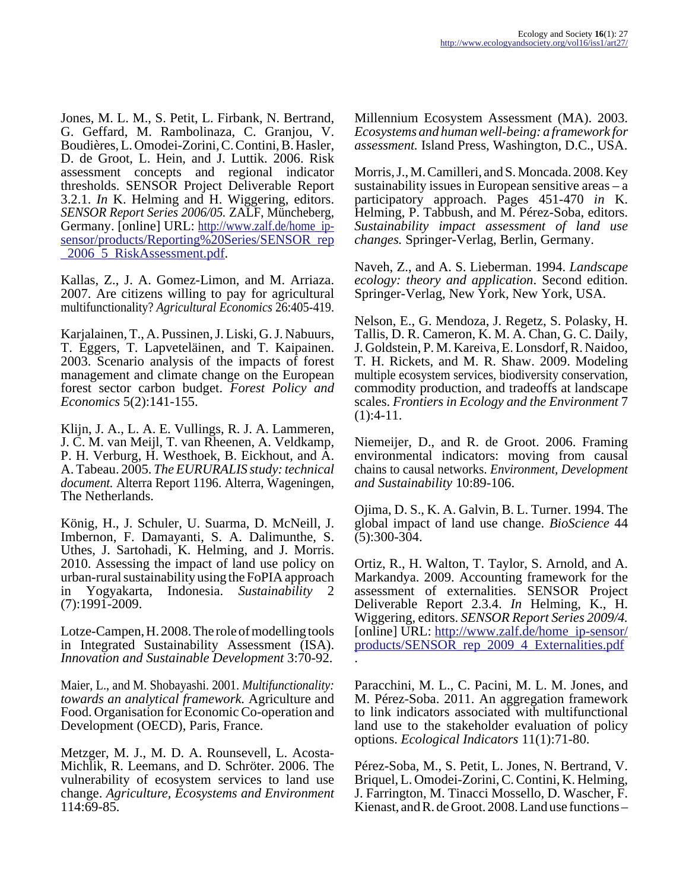Jones, M. L. M., S. Petit, L. Firbank, N. Bertrand, G. Geffard, M. Rambolinaza, C. Granjou, V. Boudières, L. Omodei-Zorini, C. Contini, B. Hasler, D. de Groot, L. Hein, and J. Luttik. 2006. Risk assessment concepts and regional indicator thresholds. SENSOR Project Deliverable Report 3.2.1. *In* K. Helming and H. Wiggering, editors. *SENSOR Report Series 2006/05.* ZALF, Müncheberg, Germany. [online] URL: http://www.zalf.de/home_ip-sensor/products/Reporting%20Series/SENSOR_rep_2006_5_RiskAssessment.pdf.

Kallas, Z., J. A. Gomez-Limon, and M. Arriaza. 2007. Are citizens willing to pay for agricultural multifunctionality? *Agricultural Economics* 26:405-419.

Karjalainen, T., A. Pussinen, J. Liski, G. J. Nabuurs, T. Eggers, T. Lapveteläinen, and T. Kaipainen. 2003. Scenario analysis of the impacts of forest management and climate change on the European forest sector carbon budget. *Forest Policy and Economics* 5(2):141-155.

Klijn, J. A., L. A. E. Vullings, R. J. A. Lammeren, J. C. M. van Meijl, T. van Rheenen, A. Veldkamp, P. H. Verburg, H. Westhoek, B. Eickhout, and A. A. Tabeau. 2005. *The EURURALIS study: technical document.* Alterra Report 1196. Alterra, Wageningen, The Netherlands.

König, H., J. Schuler, U. Suarma, D. McNeill, J. Imbernon, F. Damayanti, S. A. Dalimunthe, S. Uthes, J. Sartohadi, K. Helming, and J. Morris. 2010. Assessing the impact of land use policy on urban-rural sustainability using the FoPIA approach in Yogyakarta, Indonesia. *Sustainability* 2 (7):1991-2009.

Lotze-Campen, H. 2008. The role of modelling tools in Integrated Sustainability Assessment (ISA). *Innovation and Sustainable Development* 3:70-92.

Maier, L., and M. Shobayashi. 2001. *Multifunctionality: towards an analytical framework.* Agriculture and Food. Organisation for Economic Co-operation and Development (OECD), Paris, France.

Metzger, M. J., M. D. A. Rounsevell, L. Acosta-Michlik, R. Leemans, and D. Schröter. 2006. The vulnerability of ecosystem services to land use change. *Agriculture, Ecosystems and Environment* 114:69-85.

Millennium Ecosystem Assessment (MA). 2003. *Ecosystems and human well-being: a framework for assessment.* Island Press, Washington, D.C., USA.

Morris, J., M. Camilleri, and S. Moncada. 2008. Key sustainability issues in European sensitive areas – a participatory approach. Pages 451-470 *in* K. Helming, P. Tabbush, and M. Pérez-Soba, editors. *Sustainability impact assessment of land use changes.* Springer-Verlag, Berlin, Germany.

Naveh, Z., and A. S. Lieberman. 1994. *Landscape ecology: theory and application*. Second edition. Springer-Verlag, New York, New York, USA.

Nelson, E., G. Mendoza, J. Regetz, S. Polasky, H. Tallis, D. R. Cameron, K. M. A. Chan, G. C. Daily, J. Goldstein, P. M. Kareiva, E. Lonsdorf, R. Naidoo, T. H. Rickets, and M. R. Shaw. 2009. Modeling multiple ecosystem services, biodiversity conservation, commodity production, and tradeoffs at landscape scales. *Frontiers in Ecology and the Environment* 7 (1):4-11.

Niemeijer, D., and R. de Groot. 2006. Framing environmental indicators: moving from causal chains to causal networks. *Environment, Development and Sustainability* 10:89-106.

Ojima, D. S., K. A. Galvin, B. L. Turner. 1994. The global impact of land use change. *BioScience* 44 (5):300-304.

Ortiz, R., H. Walton, T. Taylor, S. Arnold, and A. Markandya. 2009. Accounting framework for the assessment of externalities. SENSOR Project Deliverable Report 2.3.4. *In* Helming, K., H. Wiggering, editors. *SENSOR Report Series 2009/4.* [online] URL: http://www.zalf.de/home_ip-sensor/products/SENSOR_rep_2009_4_Externalities.pdf .

Paracchini, M. L., C. Pacini, M. L. M. Jones, and M. Pérez-Soba. 2011. An aggregation framework to link indicators associated with multifunctional land use to the stakeholder evaluation of policy options. *Ecological Indicators* 11(1):71-80.

Pérez-Soba, M., S. Petit, L. Jones, N. Bertrand, V. Briquel, L. Omodei-Zorini, C. Contini, K. Helming, J. Farrington, M. Tinacci Mossello, D. Wascher, F. Kienast, and R. de Groot. 2008. Land use functions –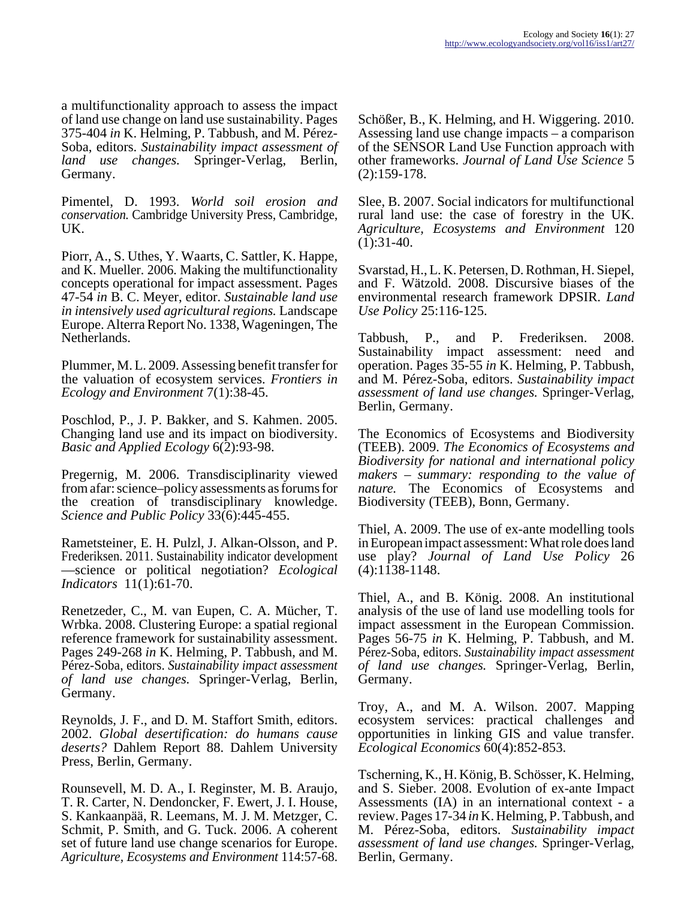a multifunctionality approach to assess the impact of land use change on land use sustainability. Pages 375-404 *in* K. Helming, P. Tabbush, and M. Pérez-Soba, editors. *Sustainability impact assessment of land use changes.* Springer-Verlag, Berlin, Germany.

Pimentel, D. 1993. *World soil erosion and conservation.* Cambridge University Press, Cambridge, UK.

Piorr, A., S. Uthes, Y. Waarts, C. Sattler, K. Happe, and K. Mueller. 2006. Making the multifunctionality concepts operational for impact assessment. Pages 47-54 *in* B. C. Meyer, editor. *Sustainable land use in intensively used agricultural regions.* Landscape Europe. Alterra Report No. 1338, Wageningen, The Netherlands.

Plummer, M. L. 2009. Assessing benefit transfer for the valuation of ecosystem services. *Frontiers in Ecology and Environment* 7(1):38-45.

Poschlod, P., J. P. Bakker, and S. Kahmen. 2005. Changing land use and its impact on biodiversity. *Basic and Applied Ecology* 6(2):93-98.

Pregernig, M. 2006. Transdisciplinarity viewed from afar: science–policy assessments as forums for the creation of transdisciplinary knowledge. *Science and Public Policy* 33(6):445-455.

Rametsteiner, E. H. Pulzl, J. Alkan-Olsson, and P. Frederiksen. 2011. Sustainability indicator development —science or political negotiation? *Ecological Indicators* 11(1):61-70.

Renetzeder, C., M. van Eupen, C. A. Mücher, T. Wrbka. 2008. Clustering Europe: a spatial regional reference framework for sustainability assessment. Pages 249-268 *in* K. Helming, P. Tabbush, and M. Pérez-Soba, editors. *Sustainability impact assessment of land use changes.* Springer-Verlag, Berlin, Germany.

Reynolds, J. F., and D. M. Staffort Smith, editors. 2002. *Global desertification: do humans cause deserts?* Dahlem Report 88. Dahlem University Press, Berlin, Germany.

Rounsevell, M. D. A., I. Reginster, M. B. Araujo, T. R. Carter, N. Dendoncker, F. Ewert, J. I. House, S. Kankaanpää, R. Leemans, M. J. M. Metzger, C. Schmit, P. Smith, and G. Tuck. 2006. A coherent set of future land use change scenarios for Europe. *Agriculture, Ecosystems and Environment* 114:57-68.

Schößer, B., K. Helming, and H. Wiggering. 2010. Assessing land use change impacts – a comparison of the SENSOR Land Use Function approach with other frameworks. *Journal of Land Use Science* 5 (2):159-178.

Slee, B. 2007. Social indicators for multifunctional rural land use: the case of forestry in the UK. *Agriculture, Ecosystems and Environment* 120 (1):31-40.

Svarstad, H., L. K. Petersen, D. Rothman, H. Siepel, and F. Wätzold. 2008. Discursive biases of the environmental research framework DPSIR. *Land Use Policy* 25:116-125.

Tabbush, P., and P. Frederiksen. 2008. Sustainability impact assessment: need and operation. Pages 35-55 *in* K. Helming, P. Tabbush, and M. Pérez-Soba, editors. *Sustainability impact assessment of land use changes.* Springer-Verlag, Berlin, Germany.

The Economics of Ecosystems and Biodiversity (TEEB). 2009. *The Economics of Ecosystems and Biodiversity for national and international policy makers – summary: responding to the value of nature.* The Economics of Ecosystems and Biodiversity (TEEB), Bonn, Germany.

Thiel, A. 2009. The use of ex-ante modelling tools in European impact assessment: What role does land use play? *Journal of Land Use Policy* 26 (4):1138-1148.

Thiel, A., and B. König. 2008. An institutional analysis of the use of land use modelling tools for impact assessment in the European Commission. Pages 56-75 *in* K. Helming, P. Tabbush, and M. Pérez-Soba, editors. *Sustainability impact assessment of land use changes.* Springer-Verlag, Berlin, Germany.

Troy, A., and M. A. Wilson. 2007. Mapping ecosystem services: practical challenges and opportunities in linking GIS and value transfer. *Ecological Economics* 60(4):852-853.

Tscherning, K., H. König, B. Schösser, K. Helming, and S. Sieber. 2008. Evolution of ex-ante Impact Assessments (IA) in an international context - a review. Pages 17-34 *in* K. Helming, P. Tabbush, and M. Pérez-Soba, editors. *Sustainability impact assessment of land use changes.* Springer-Verlag, Berlin, Germany.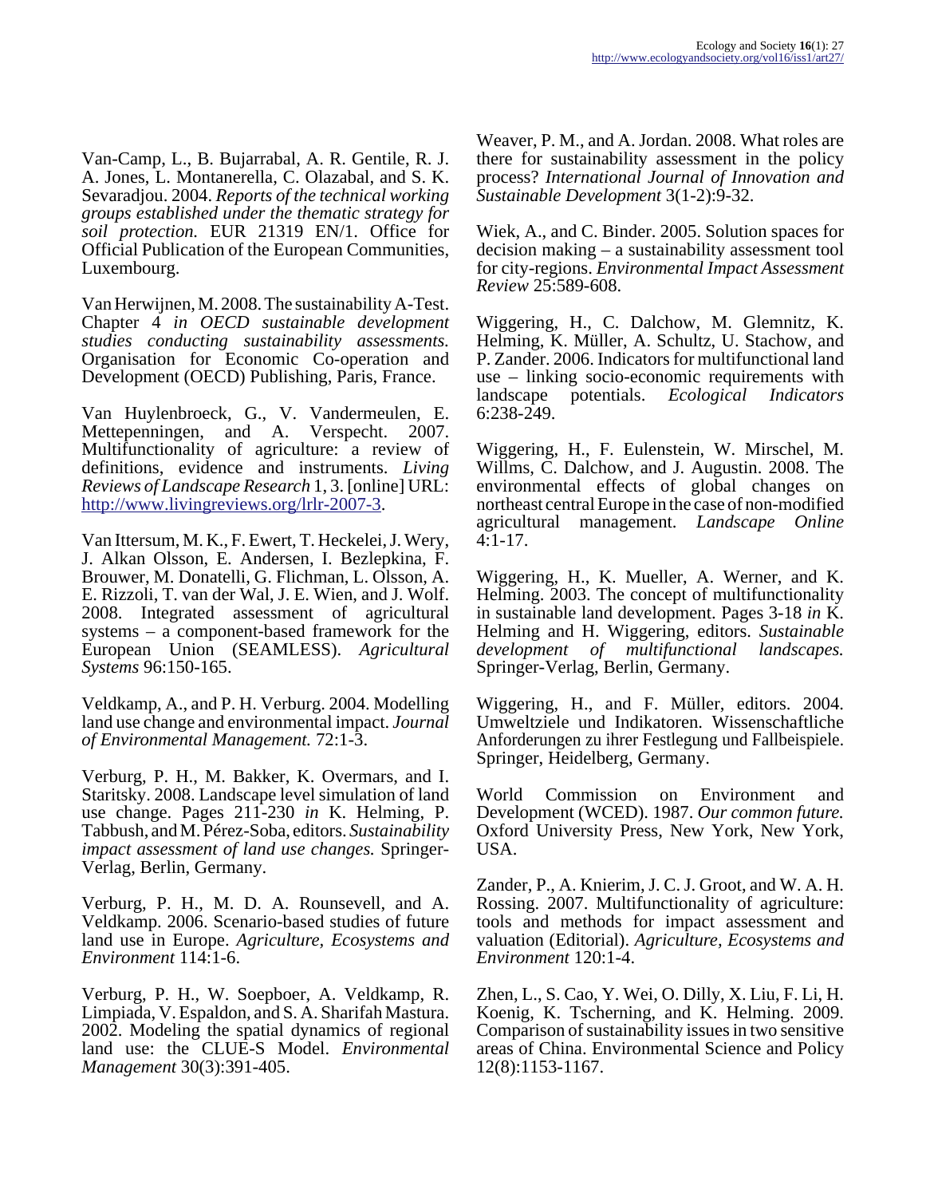Van-Camp, L., B. Bujarrabal, A. R. Gentile, R. J. A. Jones, L. Montanerella, C. Olazabal, and S. K. Sevaradjou. 2004. *Reports of the technical working groups established under the thematic strategy for soil protection.* EUR 21319 EN/1. Office for Official Publication of the European Communities, Luxembourg.

Van Herwijnen, M. 2008. The sustainability A-Test. Chapter 4 *in OECD sustainable development studies conducting sustainability assessments.* Organisation for Economic Co-operation and Development (OECD) Publishing, Paris, France.

Van Huylenbroeck, G., V. Vandermeulen, E. Mettepenningen, and A. Verspecht. 2007. Multifunctionality of agriculture: a review of definitions, evidence and instruments. *Living Reviews of Landscape Research* 1, 3. [online] URL: http://www.livingreviews.org/lrlr-2007-3.

Van Ittersum, M. K., F. Ewert, T. Heckelei, J. Wery, J. Alkan Olsson, E. Andersen, I. Bezlepkina, F. Brouwer, M. Donatelli, G. Flichman, L. Olsson, A. E. Rizzoli, T. van der Wal, J. E. Wien, and J. Wolf. 2008. Integrated assessment of agricultural systems – a component-based framework for the European Union (SEAMLESS). *Agricultural Systems* 96:150-165.

Veldkamp, A., and P. H. Verburg. 2004. Modelling land use change and environmental impact. *Journal of Environmental Management.* 72:1-3.

Verburg, P. H., M. Bakker, K. Overmars, and I. Staritsky. 2008. Landscape level simulation of land use change. Pages 211-230 *in* K. Helming, P. Tabbush, and M. Pérez-Soba, editors. *Sustainability impact assessment of land use changes.* Springer-Verlag, Berlin, Germany.

Verburg, P. H., M. D. A. Rounsevell, and A. Veldkamp. 2006. Scenario-based studies of future land use in Europe. *Agriculture, Ecosystems and Environment* 114:1-6.

Verburg, P. H., W. Soepboer, A. Veldkamp, R. Limpiada, V. Espaldon, and S. A. Sharifah Mastura. 2002. Modeling the spatial dynamics of regional land use: the CLUE-S Model. *Environmental Management* 30(3):391-405.

Weaver, P. M., and A. Jordan. 2008. What roles are there for sustainability assessment in the policy process? *International Journal of Innovation and Sustainable Development* 3(1-2):9-32.

Wiek, A., and C. Binder. 2005. Solution spaces for decision making – a sustainability assessment tool for city-regions. *Environmental Impact Assessment Review* 25:589-608.

Wiggering, H., C. Dalchow, M. Glemnitz, K. Helming, K. Müller, A. Schultz, U. Stachow, and P. Zander. 2006. Indicators for multifunctional land use – linking socio-economic requirements with landscape potentials. *Ecological Indicators* 6:238-249.

Wiggering, H., F. Eulenstein, W. Mirschel, M. Willms, C. Dalchow, and J. Augustin. 2008. The environmental effects of global changes on northeast central Europe in the case of non-modified agricultural management. *Landscape Online* 4:1-17.

Wiggering, H., K. Mueller, A. Werner, and K. Helming. 2003. The concept of multifunctionality in sustainable land development. Pages 3-18 *in* K. Helming and H. Wiggering, editors. *Sustainable development of multifunctional landscapes.* Springer-Verlag, Berlin, Germany.

Wiggering, H., and F. Müller, editors. 2004. Umweltziele und Indikatoren. Wissenschaftliche Anforderungen zu ihrer Festlegung und Fallbeispiele. Springer, Heidelberg, Germany.

World Commission on Environment and Development (WCED). 1987. *Our common future.* Oxford University Press, New York, New York, USA.

Zander, P., A. Knierim, J. C. J. Groot, and W. A. H. Rossing. 2007. Multifunctionality of agriculture: tools and methods for impact assessment and valuation (Editorial). *Agriculture, Ecosystems and Environment* 120:1-4.

Zhen, L., S. Cao, Y. Wei, O. Dilly, X. Liu, F. Li, H. Koenig, K. Tscherning, and K. Helming. 2009. Comparison of sustainability issues in two sensitive areas of China. Environmental Science and Policy 12(8):1153-1167.